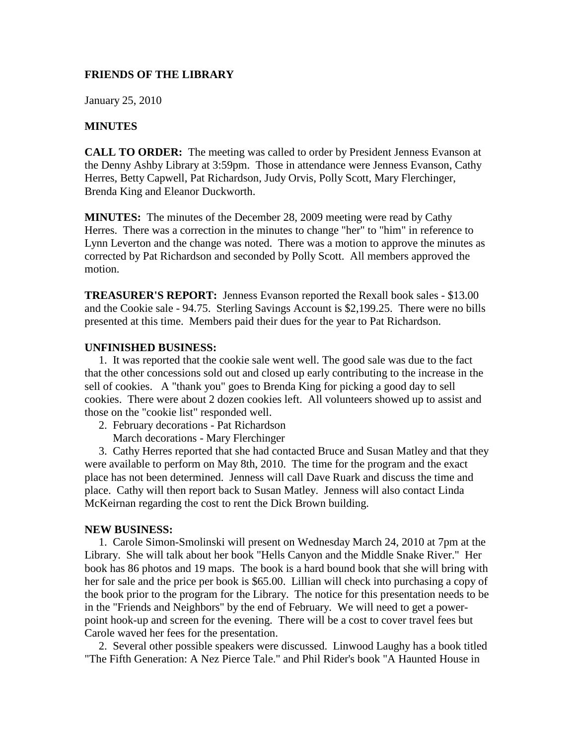**FRIENDS OF THE LIBRARY**

January 25, 2010

**MINUTES**

**CALL TO ORDER:** The meeting was called to order by President Jenness Evanson at the Denny Ashby Library at 3:59pm. Those in attendance were Jenness Evanson, Cathy Herres, Betty Capwell, Pat Richardson, Judy Orvis, Polly Scott, Mary Flerchinger, Brenda King and Eleanor Duckworth.

**MINUTES:** The minutes of the December 28, 2009 meeting were read by Cathy Herres. There was a correction in the minutes to change "her" to "him" in reference to Lynn Leverton and the change was noted. There was a motion to approve the minutes as corrected by Pat Richardson and seconded by Polly Scott. All members approved the motion.

**TREASURER'S REPORT:** Jenness Evanson reported the Rexall book sales - $13.00 and the Cookie sale - 94.75. Sterling Savings Account is $2,199.25. There were no bills presented at this time. Members paid their dues for the year to Pat Richardson.

**UNFINISHED BUSINESS:**

1. It was reported that the cookie sale went well. The good sale was due to the fact that the other concessions sold out and closed up early contributing to the increase in the sell of cookies. A "thank you" goes to Brenda King for picking a good day to sell cookies. There were about 2 dozen cookies left. All volunteers showed up to assist and those on the "cookie list" responded well.
2. February decorations - Pat Richardson
   March decorations - Mary Flerchinger
3. Cathy Herres reported that she had contacted Bruce and Susan Matley and that they were available to perform on May 8th, 2010. The time for the program and the exact place has not been determined. Jenness will call Dave Ruark and discuss the time and place. Cathy will then report back to Susan Matley. Jenness will also contact Linda McKeirnan regarding the cost to rent the Dick Brown building.

**NEW BUSINESS:**

1. Carole Simon-Smolinski will present on Wednesday March 24, 2010 at 7pm at the Library. She will talk about her book "Hells Canyon and the Middle Snake River." Her book has 86 photos and 19 maps. The book is a hard bound book that she will bring with her for sale and the price per book is $65.00. Lillian will check into purchasing a copy of the book prior to the program for the Library. The notice for this presentation needs to be in the "Friends and Neighbors" by the end of February. We will need to get a power-point hook-up and screen for the evening. There will be a cost to cover travel fees but Carole waved her fees for the presentation.
2. Several other possible speakers were discussed. Linwood Laughy has a book titled "The Fifth Generation: A Nez Pierce Tale." and Phil Rider's book "A Haunted House in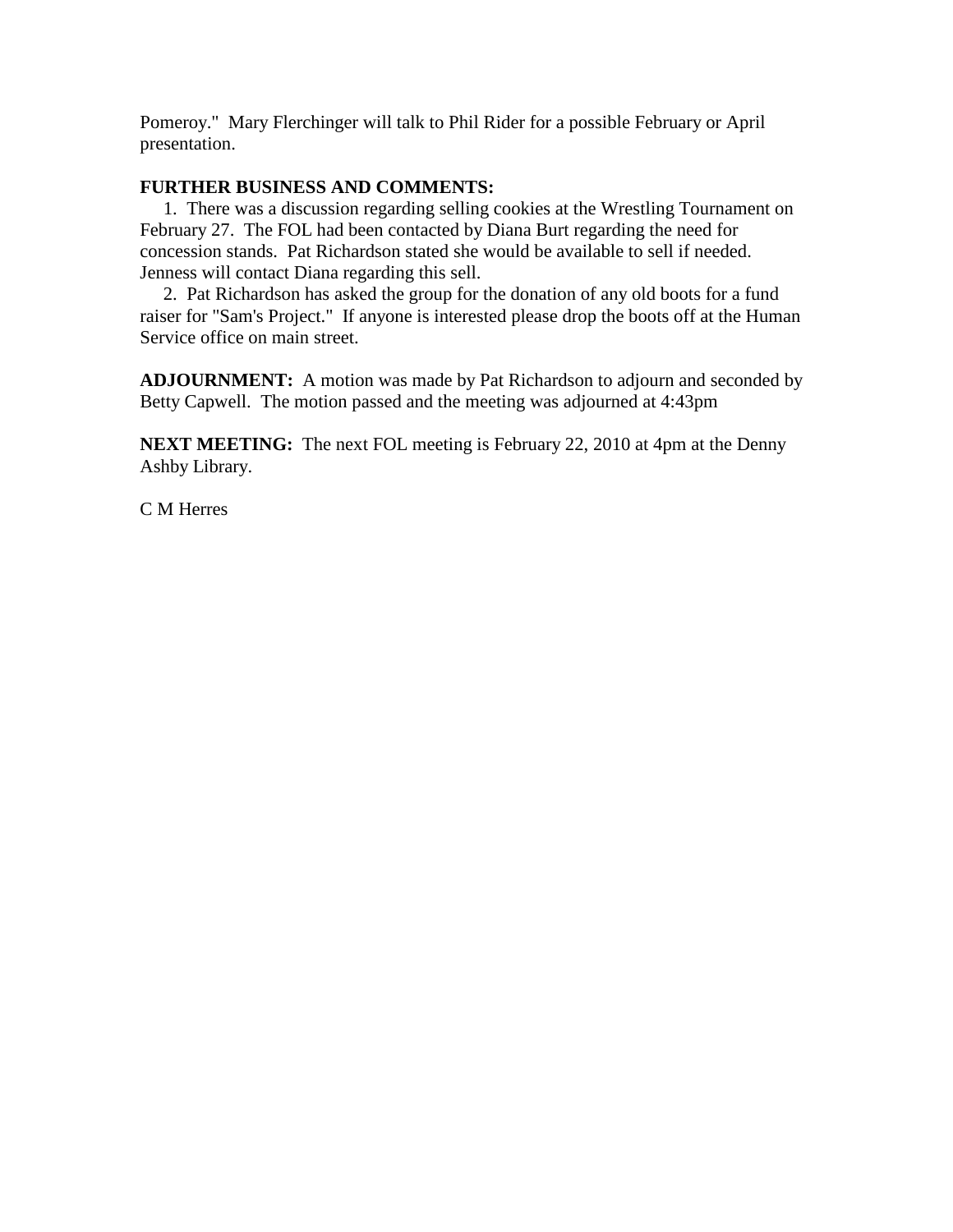Pomeroy."  Mary Flerchinger will talk to Phil Rider for a possible February or April presentation.

**FURTHER BUSINESS AND COMMENTS:**

1. There was a discussion regarding selling cookies at the Wrestling Tournament on February 27.  The FOL had been contacted by Diana Burt regarding the need for concession stands.  Pat Richardson stated she would be available to sell if needed.  Jenness will contact Diana regarding this sell.
2. Pat Richardson has asked the group for the donation of any old boots for a fund raiser for "Sam's Project."  If anyone is interested please drop the boots off at the Human Service office on main street.

**ADJOURNMENT:**  A motion was made by Pat Richardson to adjourn and seconded by Betty Capwell.  The motion passed and the meeting was adjourned at 4:43pm

**NEXT MEETING:**  The next FOL meeting is February 22, 2010 at 4pm at the Denny Ashby Library.

C M Herres